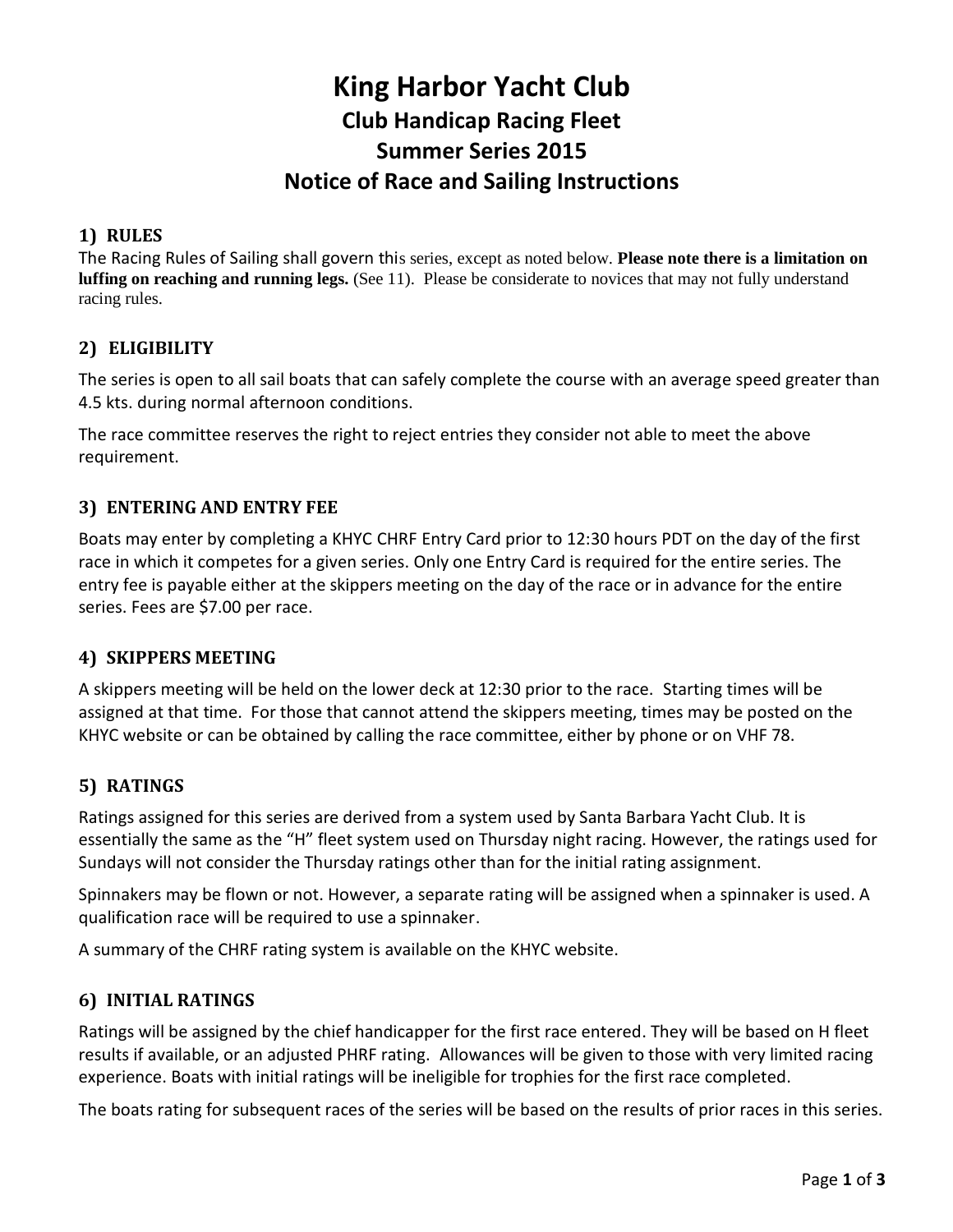# King Harbor Yacht Club
## Club Handicap Racing Fleet
## Summer Series 2015
## Notice of Race and Sailing Instructions

### 1) RULES

The Racing Rules of Sailing shall govern this series, except as noted below. **Please note there is a limitation on luffing on reaching and running legs.** (See 11). Please be considerate to novices that may not fully understand racing rules.

### 2) ELIGIBILITY

The series is open to all sail boats that can safely complete the course with an average speed greater than 4.5 kts. during normal afternoon conditions.

The race committee reserves the right to reject entries they consider not able to meet the above requirement.

### 3) ENTERING AND ENTRY FEE

Boats may enter by completing a KHYC CHRF Entry Card prior to 12:30 hours PDT on the day of the first race in which it competes for a given series. Only one Entry Card is required for the entire series. The entry fee is payable either at the skippers meeting on the day of the race or in advance for the entire series. Fees are $7.00 per race.

### 4) SKIPPERS MEETING

A skippers meeting will be held on the lower deck at 12:30 prior to the race. Starting times will be assigned at that time. For those that cannot attend the skippers meeting, times may be posted on the KHYC website or can be obtained by calling the race committee, either by phone or on VHF 78.

### 5) RATINGS

Ratings assigned for this series are derived from a system used by Santa Barbara Yacht Club. It is essentially the same as the "H" fleet system used on Thursday night racing. However, the ratings used for Sundays will not consider the Thursday ratings other than for the initial rating assignment.

Spinnakers may be flown or not. However, a separate rating will be assigned when a spinnaker is used. A qualification race will be required to use a spinnaker.

A summary of the CHRF rating system is available on the KHYC website.

### 6) INITIAL RATINGS

Ratings will be assigned by the chief handicapper for the first race entered. They will be based on H fleet results if available, or an adjusted PHRF rating. Allowances will be given to those with very limited racing experience. Boats with initial ratings will be ineligible for trophies for the first race completed.

The boats rating for subsequent races of the series will be based on the results of prior races in this series.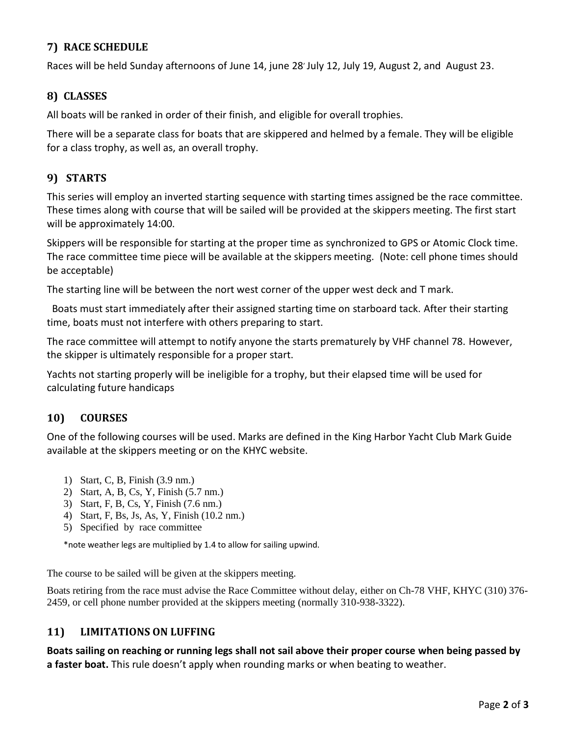## 7) RACE SCHEDULE

Races will be held Sunday afternoons of June 14, june 28' July 12, July 19, August 2, and August 23.

## 8) CLASSES

All boats will be ranked in order of their finish, and eligible for overall trophies.

There will be a separate class for boats that are skippered and helmed by a female. They will be eligible for a class trophy, as well as, an overall trophy.

## 9) STARTS

This series will employ an inverted starting sequence with starting times assigned be the race committee. These times along with course that will be sailed will be provided at the skippers meeting. The first start will be approximately 14:00.

Skippers will be responsible for starting at the proper time as synchronized to GPS or Atomic Clock time. The race committee time piece will be available at the skippers meeting. (Note: cell phone times should be acceptable)

The starting line will be between the nort west corner of the upper west deck and T mark.

Boats must start immediately after their assigned starting time on starboard tack. After their starting time, boats must not interfere with others preparing to start.

The race committee will attempt to notify anyone the starts prematurely by VHF channel 78. However, the skipper is ultimately responsible for a proper start.

Yachts not starting properly will be ineligible for a trophy, but their elapsed time will be used for calculating future handicaps

## 10) COURSES

One of the following courses will be used. Marks are defined in the King Harbor Yacht Club Mark Guide available at the skippers meeting or on the KHYC website.

1) Start, C, B, Finish (3.9 nm.)
2) Start, A, B, Cs, Y, Finish (5.7 nm.)
3) Start, F, B, Cs, Y, Finish (7.6 nm.)
4) Start, F, Bs, Js, As, Y, Finish (10.2 nm.)
5) Specified by race committee

*note weather legs are multiplied by 1.4 to allow for sailing upwind.

The course to be sailed will be given at the skippers meeting.

Boats retiring from the race must advise the Race Committee without delay, either on Ch-78 VHF, KHYC (310) 376-2459, or cell phone number provided at the skippers meeting (normally 310-938-3322).

## 11) LIMITATIONS ON LUFFING

**Boats sailing on reaching or running legs shall not sail above their proper course when being passed by a faster boat.** This rule doesn't apply when rounding marks or when beating to weather.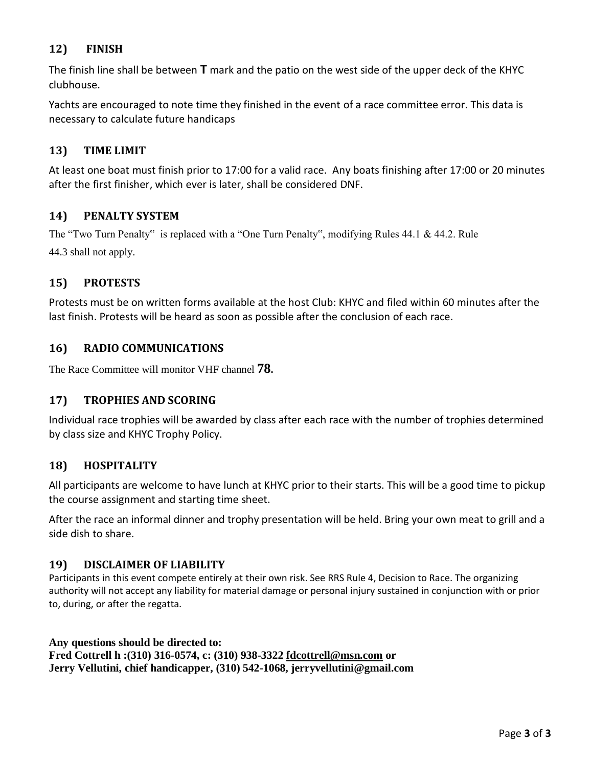## 12) FINISH

The finish line shall be between **T** mark and the patio on the west side of the upper deck of the KHYC clubhouse.

Yachts are encouraged to note time they finished in the event of a race committee error. This data is necessary to calculate future handicaps

## 13) TIME LIMIT

At least one boat must finish prior to 17:00 for a valid race. Any boats finishing after 17:00 or 20 minutes after the first finisher, which ever is later, shall be considered DNF.

## 14) PENALTY SYSTEM

The "Two Turn Penalty" is replaced with a "One Turn Penalty", modifying Rules 44.1 & 44.2. Rule 44.3 shall not apply.

## 15) PROTESTS

Protests must be on written forms available at the host Club: KHYC and filed within 60 minutes after the last finish. Protests will be heard as soon as possible after the conclusion of each race.

## 16) RADIO COMMUNICATIONS

The Race Committee will monitor VHF channel **78.**

## 17) TROPHIES AND SCORING

Individual race trophies will be awarded by class after each race with the number of trophies determined by class size and KHYC Trophy Policy.

## 18) HOSPITALITY

All participants are welcome to have lunch at KHYC prior to their starts. This will be a good time to pickup the course assignment and starting time sheet.

After the race an informal dinner and trophy presentation will be held. Bring your own meat to grill and a side dish to share.

## 19) DISCLAIMER OF LIABILITY

Participants in this event compete entirely at their own risk. See RRS Rule 4, Decision to Race. The organizing authority will not accept any liability for material damage or personal injury sustained in conjunction with or prior to, during, or after the regatta.

**Any questions should be directed to:**
**Fred Cottrell h :(310) 316-0574, c: (310) 938-3322 fdcottrell@msn.com or**
**Jerry Vellutini, chief handicapper, (310) 542-1068, jerryvellutini@gmail.com**